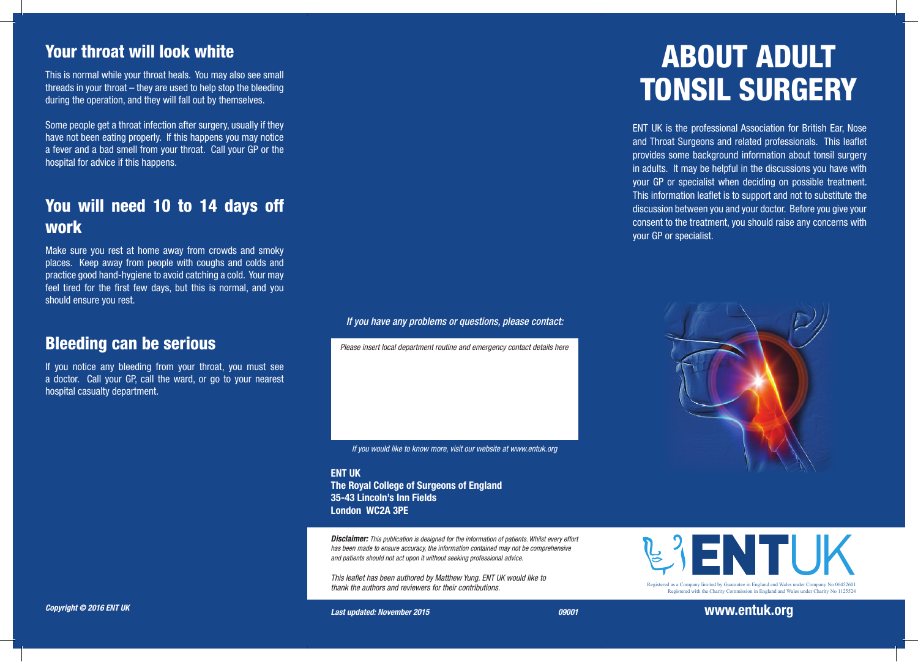## Your throat will look white

This is normal while your throat heals. You may also see small threads in your throat – they are used to help stop the bleeding during the operation, and they will fall out by themselves.

Some people get a throat infection after surgery, usually if they have not been eating properly. If this happens you may notice a fever and a bad smell from your throat. Call your GP or the hospital for advice if this happens.

## You will need 10 to 14 days off work

Make sure you rest at home away from crowds and smoky places. Keep away from people with coughs and colds and practice good hand-hygiene to avoid catching a cold. Your may feel tired for the first few days, but this is normal, and you should ensure you rest.

## Bleeding can be serious

If you notice any bleeding from your throat, you must see a doctor. Call your GP, call the ward, or go to your nearest hospital casualty department.

***Copyright © 2016 ENT UK***

*If you have any problems or questions, please contact:*

*Please insert local department routine and emergency contact details here*

*If you would like to know more, visit our website at www.entuk.org*

**ENT UK**
**The Royal College of Surgeons of England**
**35-43 Lincoln's Inn Fields**
**London WC2A 3PE**

***Disclaimer:*** *This publication is designed for the information of patients. Whilst every effort has been made to ensure accuracy, the information contained may not be comprehensive and patients should not act upon it without seeking professional advice.*

*This leaflet has been authored by Matthew Yung. ENT UK would like to thank the authors and reviewers for their contributions.*

***Last updated: November 2015*** ***09001***

# ABOUT ADULT TONSIL SURGERY

ENT UK is the professional Association for British Ear, Nose and Throat Surgeons and related professionals. This leaflet provides some background information about tonsil surgery in adults. It may be helpful in the discussions you have with your GP or specialist when deciding on possible treatment. This information leaflet is to support and not to substitute the discussion between you and your doctor. Before you give your consent to the treatment, you should raise any concerns with your GP or specialist.

ENTUK

Registered as a Company limited by Guarantee in England and Wales under Company No 06452601
Registered with the Charity Commission in England and Wales under Charity No 1125524

**www.entuk.org**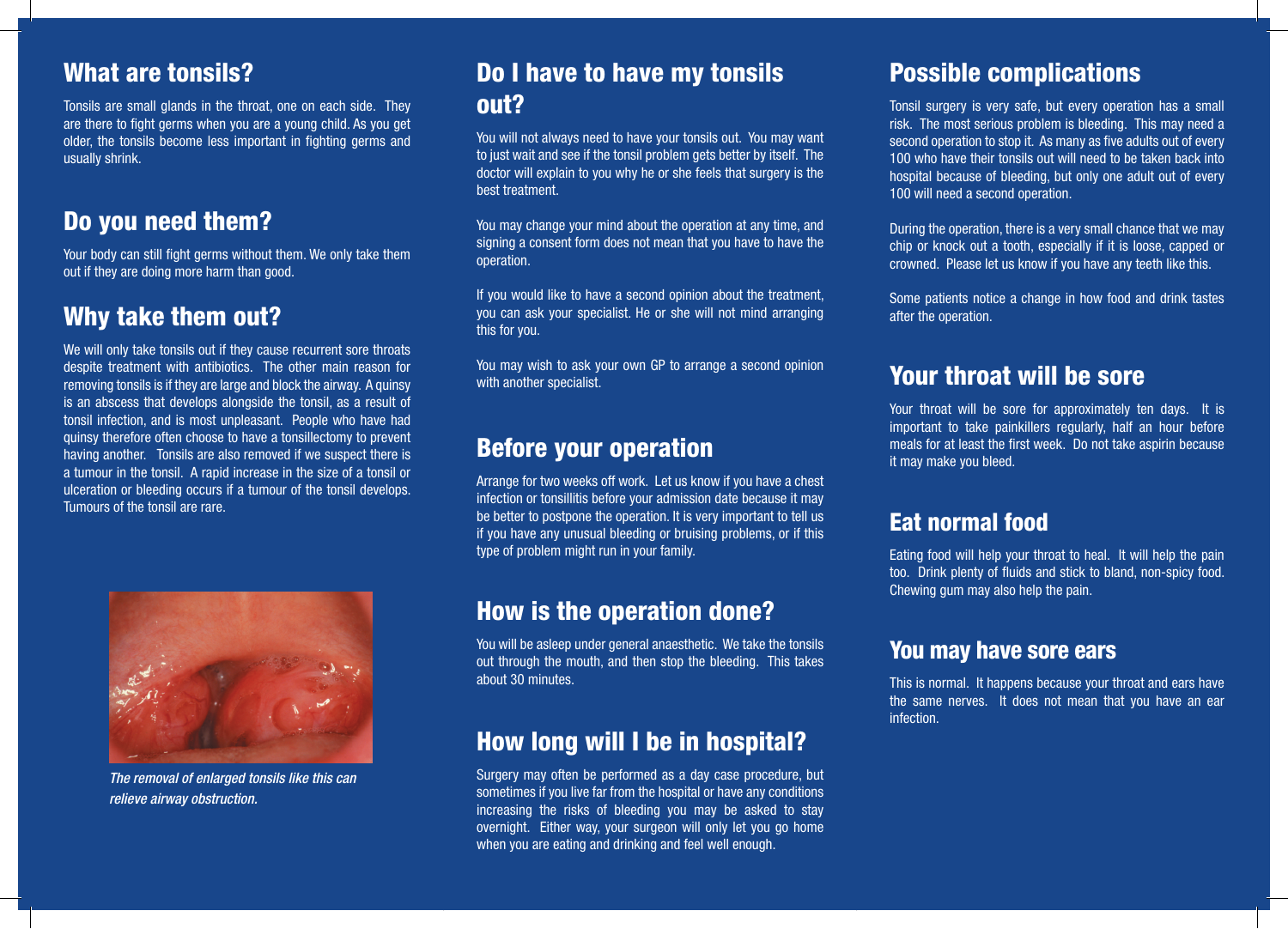## What are tonsils?

Tonsils are small glands in the throat, one on each side. They are there to fight germs when you are a young child. As you get older, the tonsils become less important in fighting germs and usually shrink.

## Do you need them?

Your body can still fight germs without them. We only take them out if they are doing more harm than good.

## Why take them out?

We will only take tonsils out if they cause recurrent sore throats despite treatment with antibiotics. The other main reason for removing tonsils is if they are large and block the airway. A quinsy is an abscess that develops alongside the tonsil, as a result of tonsil infection, and is most unpleasant. People who have had quinsy therefore often choose to have a tonsillectomy to prevent having another. Tonsils are also removed if we suspect there is a tumour in the tonsil. A rapid increase in the size of a tonsil or ulceration or bleeding occurs if a tumour of the tonsil develops. Tumours of the tonsil are rare.

*The removal of enlarged tonsils like this can relieve airway obstruction.*

## Do I have to have my tonsils out?

You will not always need to have your tonsils out. You may want to just wait and see if the tonsil problem gets better by itself. The doctor will explain to you why he or she feels that surgery is the best treatment.

You may change your mind about the operation at any time, and signing a consent form does not mean that you have to have the operation.

If you would like to have a second opinion about the treatment, you can ask your specialist. He or she will not mind arranging this for you.

You may wish to ask your own GP to arrange a second opinion with another specialist.

## Before your operation

Arrange for two weeks off work. Let us know if you have a chest infection or tonsillitis before your admission date because it may be better to postpone the operation. It is very important to tell us if you have any unusual bleeding or bruising problems, or if this type of problem might run in your family.

## How is the operation done?

You will be asleep under general anaesthetic. We take the tonsils out through the mouth, and then stop the bleeding. This takes about 30 minutes.

## How long will I be in hospital?

Surgery may often be performed as a day case procedure, but sometimes if you live far from the hospital or have any conditions increasing the risks of bleeding you may be asked to stay overnight. Either way, your surgeon will only let you go home when you are eating and drinking and feel well enough.

## Possible complications

Tonsil surgery is very safe, but every operation has a small risk. The most serious problem is bleeding. This may need a second operation to stop it. As many as five adults out of every 100 who have their tonsils out will need to be taken back into hospital because of bleeding, but only one adult out of every 100 will need a second operation.

During the operation, there is a very small chance that we may chip or knock out a tooth, especially if it is loose, capped or crowned. Please let us know if you have any teeth like this.

Some patients notice a change in how food and drink tastes after the operation.

## Your throat will be sore

Your throat will be sore for approximately ten days. It is important to take painkillers regularly, half an hour before meals for at least the first week. Do not take aspirin because it may make you bleed.

## Eat normal food

Eating food will help your throat to heal. It will help the pain too. Drink plenty of fluids and stick to bland, non-spicy food. Chewing gum may also help the pain.

## You may have sore ears

This is normal. It happens because your throat and ears have the same nerves. It does not mean that you have an ear infection.